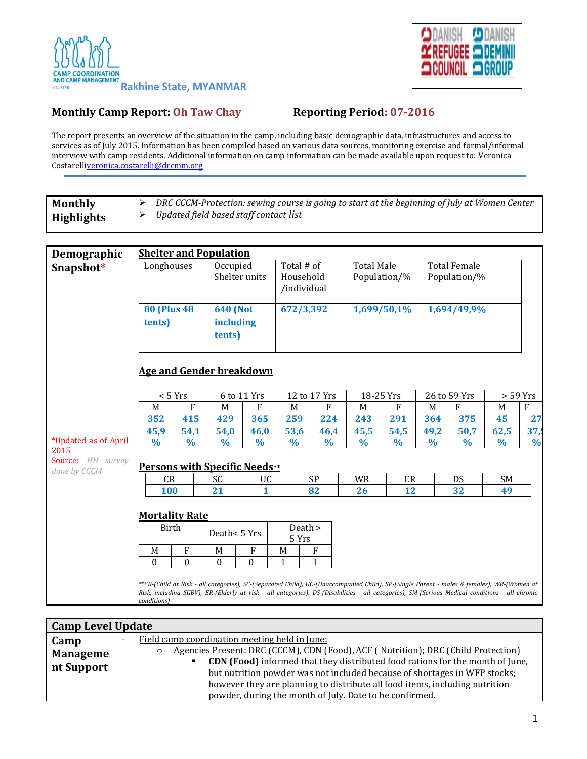CAMP COORDINATION AND CAMP MANAGEMENT CLUSTER **Rakhine State, MYANMAR**

DANISH REFUGEE COUNCIL | DANISH DEMINING GROUP

## Monthly Camp Report: Oh Taw Chay    Reporting Period: 07-2016

The report presents an overview of the situation in the camp, including basic demographic data, infrastructures and access to services as of July 2015. Information has been compiled based on various data sources, monitoring exercise and formal/informal interview with camp residents. Additional information on camp information can be made available upon request to: Veronica Costarelliveronica.costarelli@drcmm.org

### Monthly Highlights

- *DRC CCCM-Protection: sewing course is going to start at the beginning of July at Women Center*
- *Updated field based staff contact list*

### Demographic Snapshot*

*Updated as of April 2015
Source: *HH survey done by CCCM*

#### Shelter and Population

| Longhouses | Occupied Shelter units | Total # of Household /individual | Total Male Population/% | Total Female Population/% |
|---|---|---|---|---|
| **80 (Plus 48 tents)** | **640 (Not including tents)** | **672/3,392** | **1,699/50,1%** | **1,694/49,9%** |

#### Age and Gender breakdown

| < 5 Yrs | | 6 to 11 Yrs | | 12 to 17 Yrs | | 18-25 Yrs | | 26 to 59 Yrs | | > 59 Yrs | |
|---|---|---|---|---|---|---|---|---|---|---|---|
| M | F | M | F | M | F | M | F | M | F | M | F |
| **352** | **415** | **429** | **365** | **259** | **224** | **243** | **291** | **364** | **375** | **45** | **27** |
| **45,9 %** | **54,1 %** | **54,0 %** | **46,0 %** | **53,6 %** | **46,4 %** | **45,5 %** | **54,5 %** | **49,2 %** | **50,7 %** | **62,5 %** | **37,5 %** |

#### Persons with Specific Needs**

| CR | SC | UC | SP | WR | ER | DS | SM |
|---|---|---|---|---|---|---|---|
| **100** | **21** | **1** | **82** | **26** | **12** | **32** | **49** |

#### Mortality Rate

| Birth | | Death< 5 Yrs | | Death > 5 Yrs | |
|---|---|---|---|---|---|
| M | F | M | F | M | F |
| 0 | 0 | 0 | 0 | 1 | 1 |

*\*\*CR-(Child at Risk - all categories), SC-(Separated Child), UC-(Unaccompanied Child), SP-(Single Parent - males & females), WR-(Women at Risk, including SGBV), ER-(Elderly at risk - all categories), DS-(Disabilities - all categories), SM-(Serious Medical conditions - all chronic conditions)*

### Camp Level Update

**Camp Management Support**

- Field camp coordination meeting held in June:
  - Agencies Present: DRC (CCCM), CDN (Food), ACF ( Nutrition); DRC (Child Protection)
    - **CDN (Food)** informed that they distributed food rations for the month of June, but nutrition powder was not included because of shortages in WFP stocks; however they are planning to distribute all food items, including nutrition powder, during the month of July. Date to be confirmed.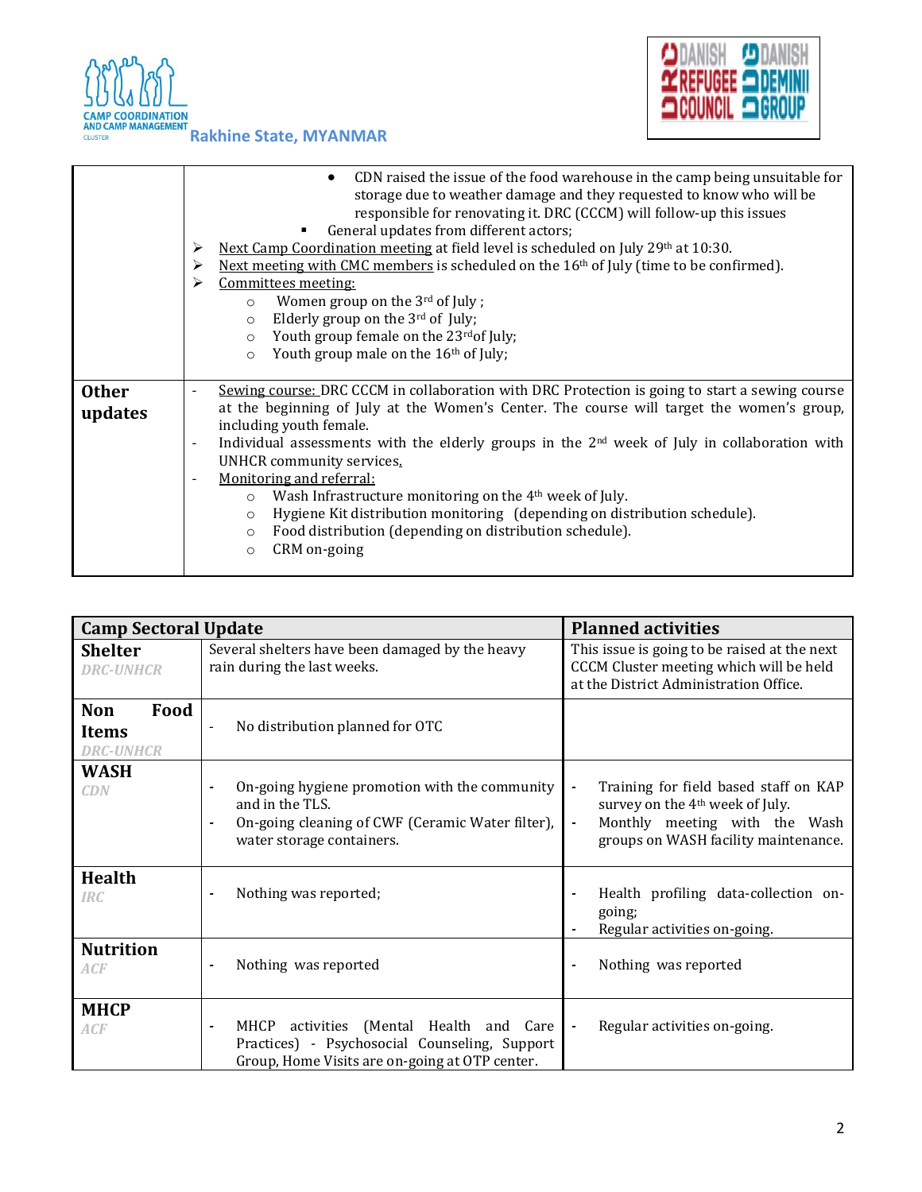| | |
|---|---|
| | • CDN raised the issue of the food warehouse in the camp being unsuitable for storage due to weather damage and they requested to know who will be responsible for renovating it. DRC (CCCM) will follow-up this issues<br>▪ General updates from different actors;<br>➢ Next Camp Coordination meeting at field level is scheduled on July 29th at 10:30.<br>➢ Next meeting with CMC members is scheduled on the 16th of July (time to be confirmed).<br>➢ Committees meeting:<br>○ Women group on the 3rd of July ;<br>○ Elderly group on the 3rd of July;<br>○ Youth group female on the 23rd of July;<br>○ Youth group male on the 16th of July; |
| **Other updates** | - Sewing course: DRC CCCM in collaboration with DRC Protection is going to start a sewing course at the beginning of July at the Women's Center. The course will target the women's group, including youth female.<br>- Individual assessments with the elderly groups in the 2nd week of July in collaboration with UNHCR community services.<br>- Monitoring and referral:<br>○ Wash Infrastructure monitoring on the 4th week of July.<br>○ Hygiene Kit distribution monitoring (depending on distribution schedule).<br>○ Food distribution (depending on distribution schedule).<br>○ CRM on-going |

| **Camp Sectoral Update** | | **Planned activities** |
|---|---|---|
| **Shelter**<br>*DRC-UNHCR* | Several shelters have been damaged by the heavy rain during the last weeks. | This issue is going to be raised at the next CCCM Cluster meeting which will be held at the District Administration Office. |
| **Non Food Items**<br>*DRC-UNHCR* | - No distribution planned for OTC | |
| **WASH**<br>*CDN* | - On-going hygiene promotion with the community and in the TLS.<br>- On-going cleaning of CWF (Ceramic Water filter), water storage containers. | - Training for field based staff on KAP survey on the 4th week of July.<br>- Monthly meeting with the Wash groups on WASH facility maintenance. |
| **Health**<br>*IRC* | - Nothing was reported; | - Health profiling data-collection on-going;<br>- Regular activities on-going. |
| **Nutrition**<br>*ACF* | - Nothing was reported | - Nothing was reported |
| **MHCP**<br>*ACF* | - MHCP activities (Mental Health and Care Practices) - Psychosocial Counseling, Support Group, Home Visits are on-going at OTP center. | - Regular activities on-going. |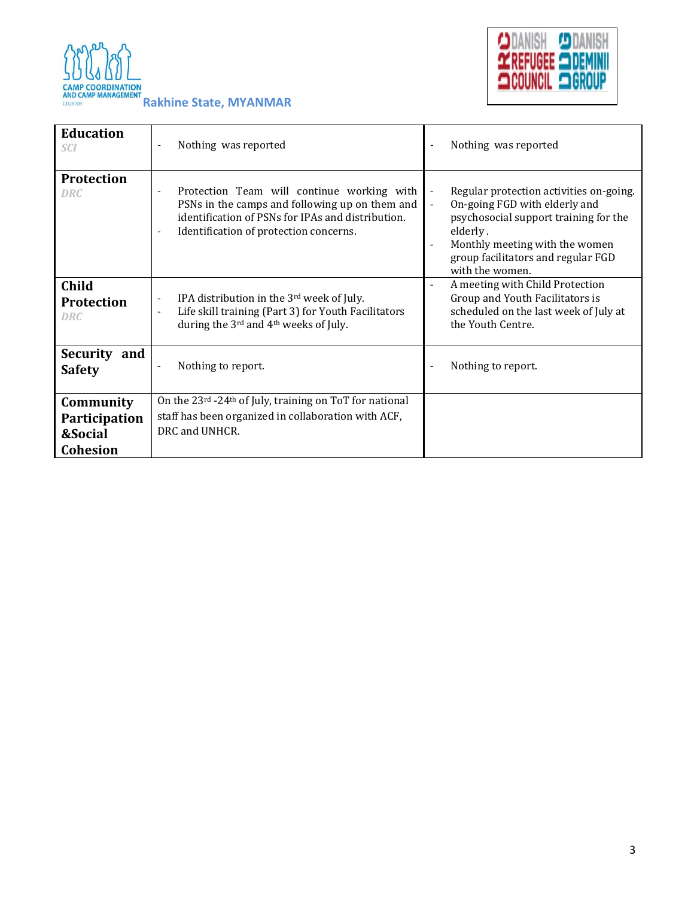Rakhine State, MYANMAR

| | | |
|---|---|---|
| **Education** *SCI* | - Nothing was reported | - Nothing was reported |
| **Protection** *DRC* | - Protection Team will continue working with PSNs in the camps and following up on them and identification of PSNs for IPAs and distribution.<br>- Identification of protection concerns. | - Regular protection activities on-going.<br>- On-going FGD with elderly and psychosocial support training for the elderly .<br>- Monthly meeting with the women group facilitators and regular FGD with the women. |
| **Child Protection** *DRC* | - IPA distribution in the 3rd week of July.<br>- Life skill training (Part 3) for Youth Facilitators during the 3rd and 4th weeks of July. | - A meeting with Child Protection Group and Youth Facilitators is scheduled on the last week of July at the Youth Centre. |
| **Security and Safety** | - Nothing to report. | - Nothing to report. |
| **Community Participation &Social Cohesion** | On the 23rd -24th of July, training on ToT for national staff has been organized in collaboration with ACF, DRC and UNHCR. | |